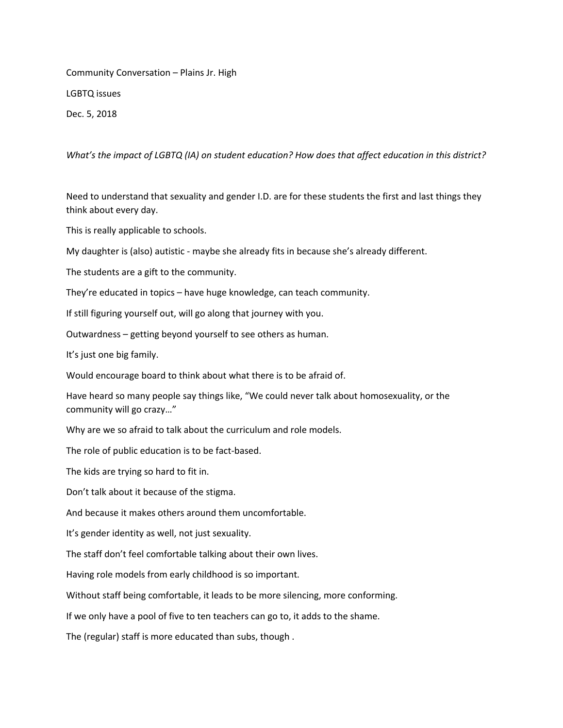Community Conversation – Plains Jr. High

LGBTQ issues

Dec. 5, 2018

*What's the impact of LGBTQ (IA) on student education? How does that affect education in this district?*

Need to understand that sexuality and gender I.D. are for these students the first and last things they think about every day.

This is really applicable to schools.

My daughter is (also) autistic - maybe she already fits in because she's already different.

The students are a gift to the community.

They're educated in topics – have huge knowledge, can teach community.

If still figuring yourself out, will go along that journey with you.

Outwardness – getting beyond yourself to see others as human.

It's just one big family.

Would encourage board to think about what there is to be afraid of.

Have heard so many people say things like, "We could never talk about homosexuality, or the community will go crazy…"

Why are we so afraid to talk about the curriculum and role models.

The role of public education is to be fact-based.

The kids are trying so hard to fit in.

Don't talk about it because of the stigma.

And because it makes others around them uncomfortable.

It's gender identity as well, not just sexuality.

The staff don't feel comfortable talking about their own lives.

Having role models from early childhood is so important.

Without staff being comfortable, it leads to be more silencing, more conforming.

If we only have a pool of five to ten teachers can go to, it adds to the shame.

The (regular) staff is more educated than subs, though .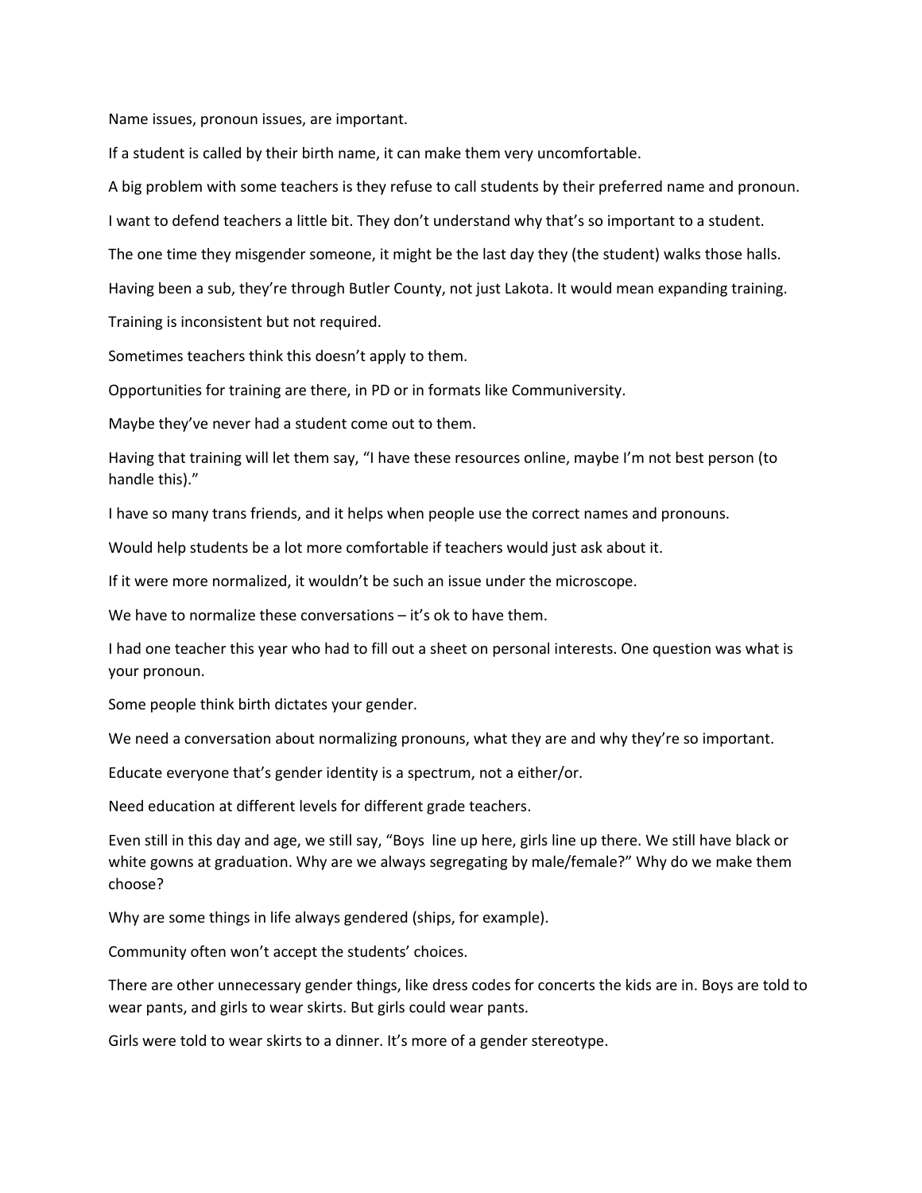Name issues, pronoun issues, are important.

If a student is called by their birth name, it can make them very uncomfortable.

A big problem with some teachers is they refuse to call students by their preferred name and pronoun.

I want to defend teachers a little bit. They don't understand why that's so important to a student.

The one time they misgender someone, it might be the last day they (the student) walks those halls.

Having been a sub, they're through Butler County, not just Lakota. It would mean expanding training.

Training is inconsistent but not required.

Sometimes teachers think this doesn't apply to them.

Opportunities for training are there, in PD or in formats like Communiversity.

Maybe they've never had a student come out to them.

Having that training will let them say, "I have these resources online, maybe I'm not best person (to handle this)."

I have so many trans friends, and it helps when people use the correct names and pronouns.

Would help students be a lot more comfortable if teachers would just ask about it.

If it were more normalized, it wouldn't be such an issue under the microscope.

We have to normalize these conversations – it's ok to have them.

I had one teacher this year who had to fill out a sheet on personal interests. One question was what is your pronoun.

Some people think birth dictates your gender.

We need a conversation about normalizing pronouns, what they are and why they're so important.

Educate everyone that's gender identity is a spectrum, not a either/or.

Need education at different levels for different grade teachers.

Even still in this day and age, we still say, "Boys line up here, girls line up there. We still have black or white gowns at graduation. Why are we always segregating by male/female?" Why do we make them choose?

Why are some things in life always gendered (ships, for example).

Community often won't accept the students' choices.

There are other unnecessary gender things, like dress codes for concerts the kids are in. Boys are told to wear pants, and girls to wear skirts. But girls could wear pants.

Girls were told to wear skirts to a dinner. It's more of a gender stereotype.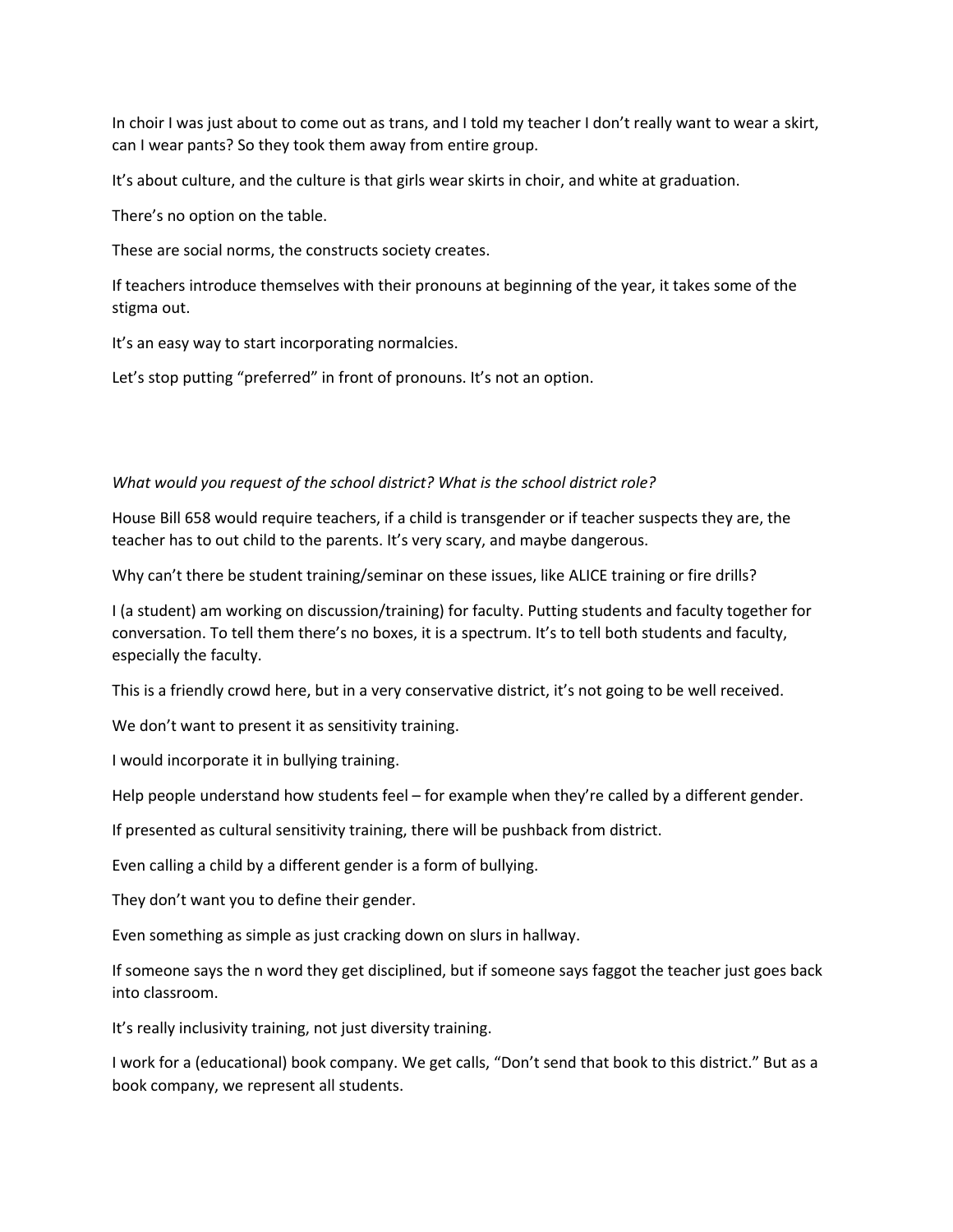In choir I was just about to come out as trans, and I told my teacher I don't really want to wear a skirt, can I wear pants? So they took them away from entire group.

It's about culture, and the culture is that girls wear skirts in choir, and white at graduation.

There's no option on the table.

These are social norms, the constructs society creates.

If teachers introduce themselves with their pronouns at beginning of the year, it takes some of the stigma out.

It's an easy way to start incorporating normalcies.

Let's stop putting "preferred" in front of pronouns. It's not an option.

*What would you request of the school district? What is the school district role?*

House Bill 658 would require teachers, if a child is transgender or if teacher suspects they are, the teacher has to out child to the parents. It's very scary, and maybe dangerous.

Why can't there be student training/seminar on these issues, like ALICE training or fire drills?

I (a student) am working on discussion/training) for faculty. Putting students and faculty together for conversation. To tell them there's no boxes, it is a spectrum. It's to tell both students and faculty, especially the faculty.

This is a friendly crowd here, but in a very conservative district, it's not going to be well received.

We don't want to present it as sensitivity training.

I would incorporate it in bullying training.

Help people understand how students feel – for example when they're called by a different gender.

If presented as cultural sensitivity training, there will be pushback from district.

Even calling a child by a different gender is a form of bullying.

They don't want you to define their gender.

Even something as simple as just cracking down on slurs in hallway.

If someone says the n word they get disciplined, but if someone says faggot the teacher just goes back into classroom.

It's really inclusivity training, not just diversity training.

I work for a (educational) book company. We get calls, "Don't send that book to this district." But as a book company, we represent all students.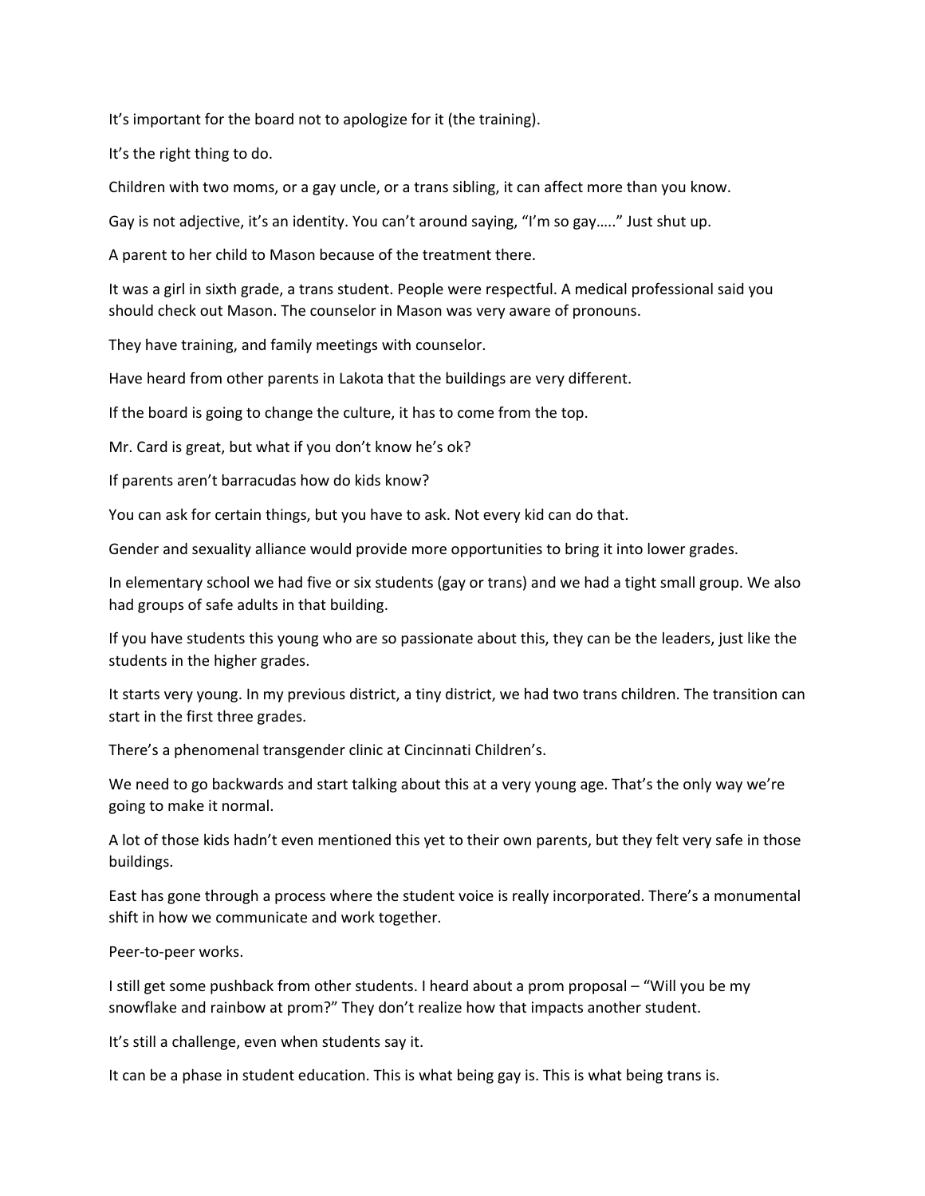It's important for the board not to apologize for it (the training).

It's the right thing to do.

Children with two moms, or a gay uncle, or a trans sibling, it can affect more than you know.

Gay is not adjective, it's an identity. You can't around saying, "I'm so gay….." Just shut up.

A parent to her child to Mason because of the treatment there.

It was a girl in sixth grade, a trans student. People were respectful. A medical professional said you should check out Mason. The counselor in Mason was very aware of pronouns.

They have training, and family meetings with counselor.

Have heard from other parents in Lakota that the buildings are very different.

If the board is going to change the culture, it has to come from the top.

Mr. Card is great, but what if you don't know he's ok?

If parents aren't barracudas how do kids know?

You can ask for certain things, but you have to ask. Not every kid can do that.

Gender and sexuality alliance would provide more opportunities to bring it into lower grades.

In elementary school we had five or six students (gay or trans) and we had a tight small group. We also had groups of safe adults in that building.

If you have students this young who are so passionate about this, they can be the leaders, just like the students in the higher grades.

It starts very young. In my previous district, a tiny district, we had two trans children. The transition can start in the first three grades.

There's a phenomenal transgender clinic at Cincinnati Children's.

We need to go backwards and start talking about this at a very young age. That's the only way we're going to make it normal.

A lot of those kids hadn't even mentioned this yet to their own parents, but they felt very safe in those buildings.

East has gone through a process where the student voice is really incorporated. There's a monumental shift in how we communicate and work together.

Peer-to-peer works.

I still get some pushback from other students. I heard about a prom proposal – "Will you be my snowflake and rainbow at prom?" They don't realize how that impacts another student.

It's still a challenge, even when students say it.

It can be a phase in student education. This is what being gay is. This is what being trans is.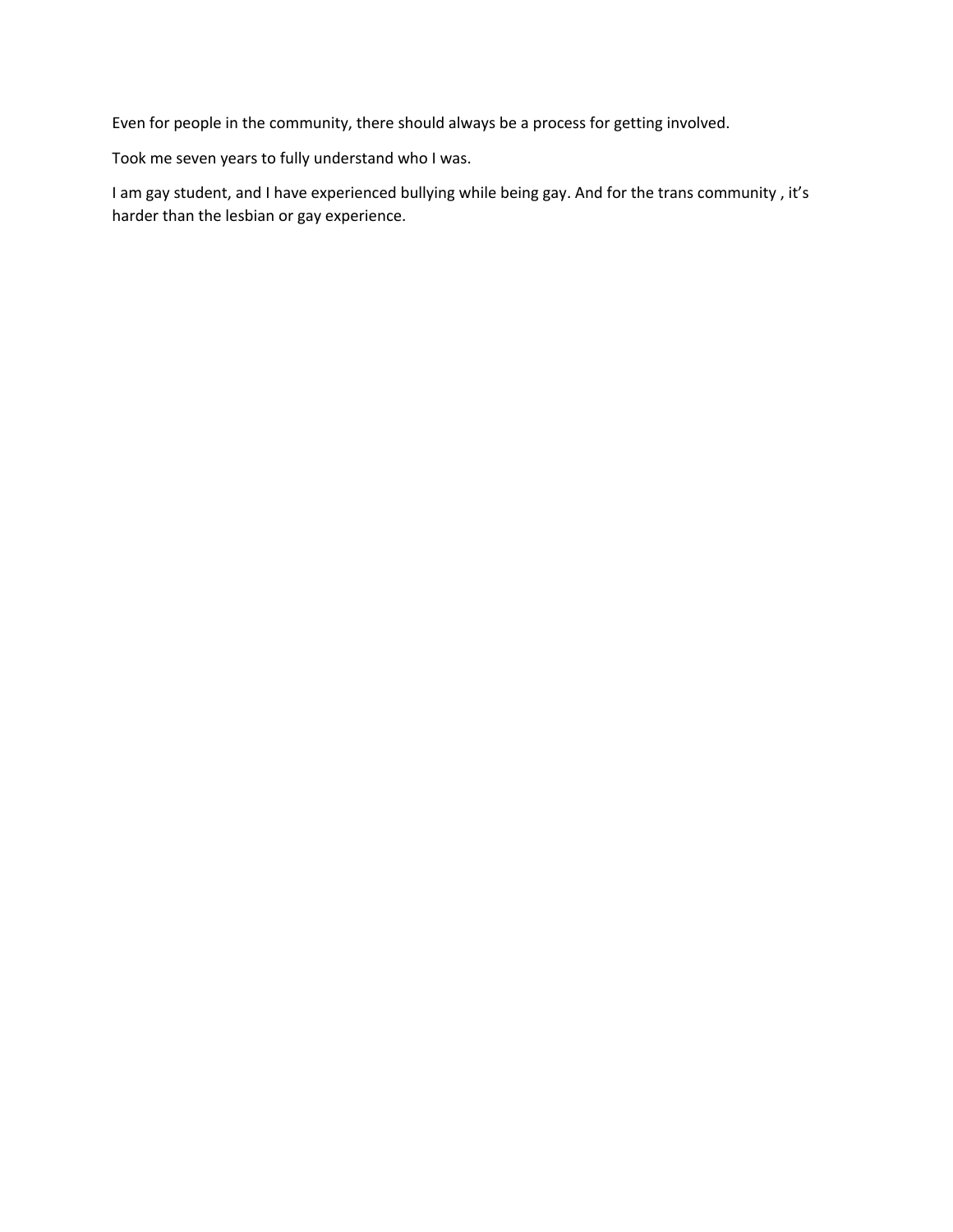Even for people in the community, there should always be a process for getting involved.

Took me seven years to fully understand who I was.

I am gay student, and I have experienced bullying while being gay. And for the trans community , it's harder than the lesbian or gay experience.